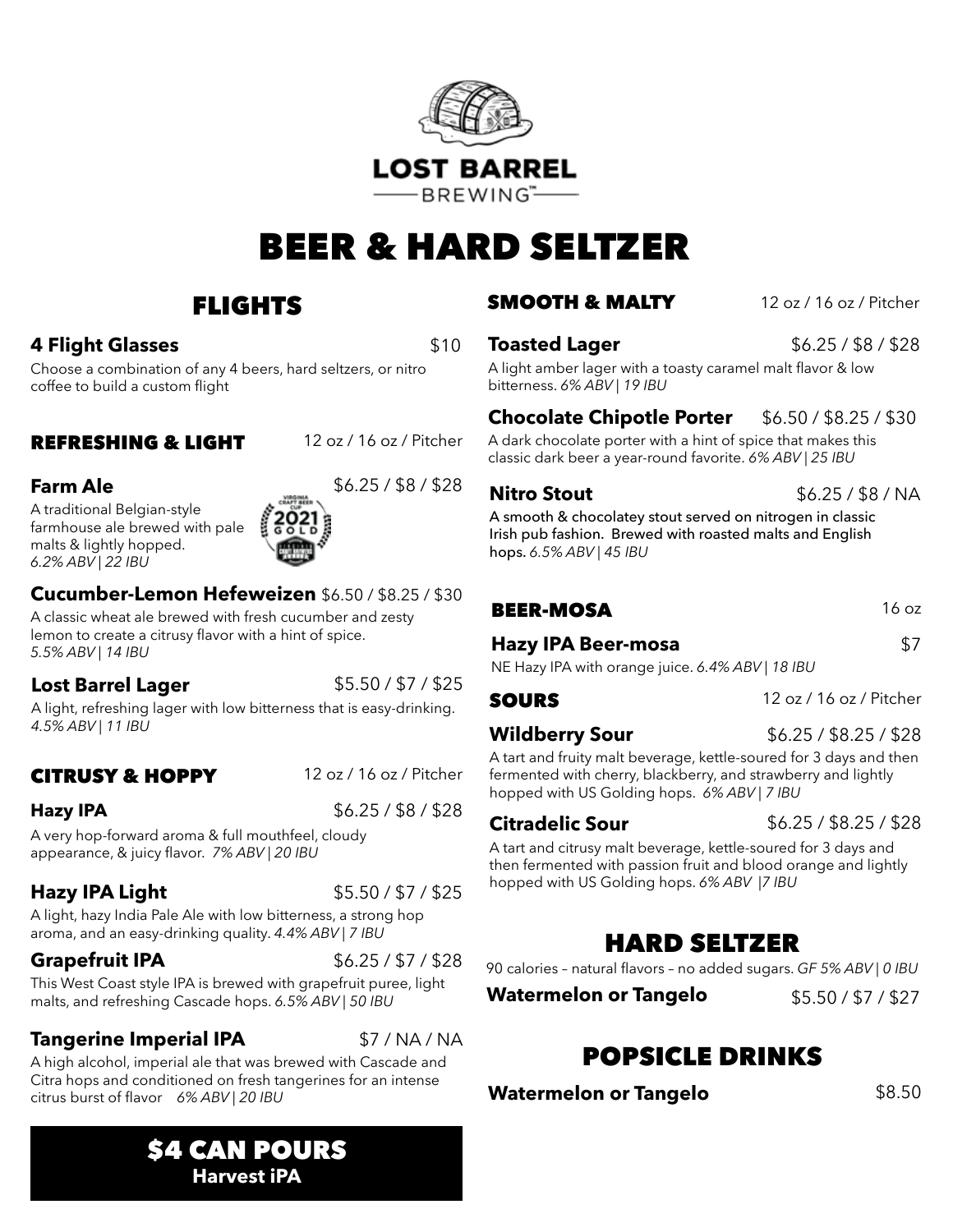# LOST BARREL BREWING™

# BEER & HARD SELTZER

## FLIGHTS

**4 Flight Glasses** $10

Choose a combination of any 4 beers, hard seltzers, or nitro coffee to build a custom flight

## REFRESHING & LIGHT

12 oz / 16 oz / Pitcher

**Farm Ale** $6.25 / $8 / $28

A traditional Belgian-style farmhouse ale brewed with pale malts & lightly hopped. *6.2% ABV | 22 IBU*

Virginia Craft Beer Cup 2021 Gold

**Cucumber-Lemon Hefeweizen** $6.50 / $8.25 / $30

A classic wheat ale brewed with fresh cucumber and zesty lemon to create a citrusy flavor with a hint of spice. *5.5% ABV | 14 IBU*

**Lost Barrel Lager** $5.50 / $7 / $25

A light, refreshing lager with low bitterness that is easy-drinking. *4.5% ABV | 11 IBU*

## CITRUSY & HOPPY

12 oz / 16 oz / Pitcher

**Hazy IPA** $6.25 / $8 / $28

A very hop-forward aroma & full mouthfeel, cloudy appearance, & juicy flavor. *7% ABV | 20 IBU*

**Hazy IPA Light** $5.50 / $7 / $25

A light, hazy India Pale Ale with low bitterness, a strong hop aroma, and an easy-drinking quality. *4.4% ABV | 7 IBU*

**Grapefruit IPA** $6.25 / $7 / $28

This West Coast style IPA is brewed with grapefruit puree, light malts, and refreshing Cascade hops. *6.5% ABV | 50 IBU*

**Tangerine Imperial IPA** $7 / NA / NA

A high alcohol, imperial ale that was brewed with Cascade and Citra hops and conditioned on fresh tangerines for an intense citrus burst of flavor *6% ABV | 20 IBU*

## $4 CAN POURS

**Harvest iPA**

## SMOOTH & MALTY

12 oz / 16 oz / Pitcher

**Toasted Lager** $6.25 / $8 / $28

A light amber lager with a toasty caramel malt flavor & low bitterness. *6% ABV | 19 IBU*

**Chocolate Chipotle Porter** $6.50 / $8.25 / $30

A dark chocolate porter with a hint of spice that makes this classic dark beer a year-round favorite. *6% ABV | 25 IBU*

**Nitro Stout** $6.25 / $8 / NA

A smooth & chocolatey stout served on nitrogen in classic Irish pub fashion. Brewed with roasted malts and English hops. *6.5% ABV | 45 IBU*

## BEER-MOSA

16 oz

**Hazy IPA Beer-mosa** $7

NE Hazy IPA with orange juice. *6.4% ABV | 18 IBU*

## SOURS

12 oz / 16 oz / Pitcher

**Wildberry Sour** $6.25 / $8.25 / $28

A tart and fruity malt beverage, kettle-soured for 3 days and then fermented with cherry, blackberry, and strawberry and lightly hopped with US Golding hops. *6% ABV | 7 IBU*

**Citradelic Sour** $6.25 / $8.25 / $28

A tart and citrusy malt beverage, kettle-soured for 3 days and then fermented with passion fruit and blood orange and lightly hopped with US Golding hops. *6% ABV |7 IBU*

## HARD SELTZER

90 calories – natural flavors – no added sugars. *GF 5% ABV | 0 IBU*

**Watermelon or Tangelo** $5.50 / $7 / $27

## POPSICLE DRINKS

**Watermelon or Tangelo** $8.50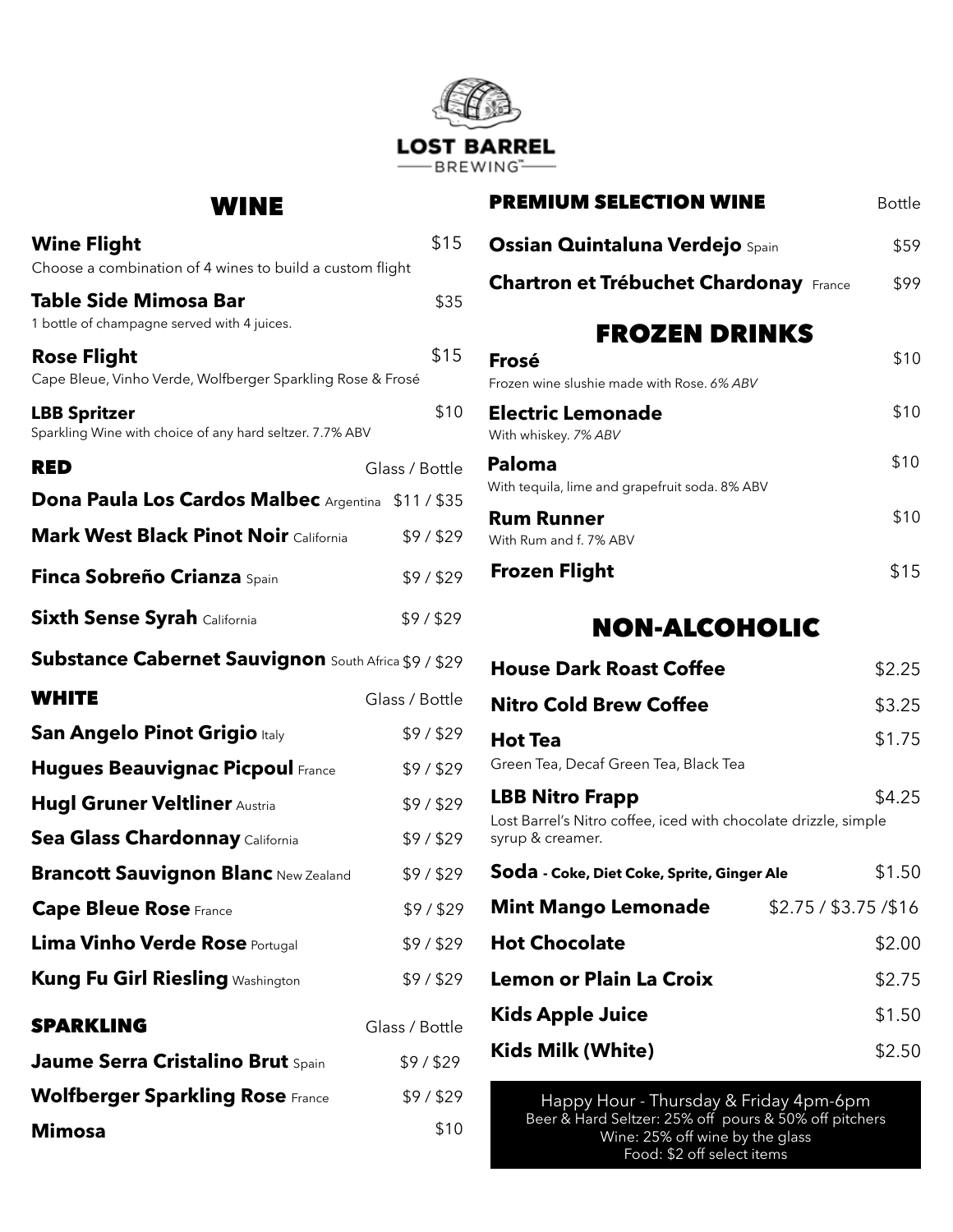**LOST BARREL BREWING**

# WINE

**Wine Flight** $15
Choose a combination of 4 wines to build a custom flight

**Table Side Mimosa Bar** $35
1 bottle of champagne served with 4 juices.

**Rose Flight** $15
Cape Bleue, Vinho Verde, Wolfberger Sparkling Rose & Frosé

**LBB Spritzer** $10
Sparkling Wine with choice of any hard seltzer. 7.7% ABV

## RED

| RED | Glass / Bottle |
|---|---|
| **Dona Paula Los Cardos Malbec** Argentina | $11 / $35 |
| **Mark West Black Pinot Noir** California | $9 / $29 |
| **Finca Sobreño Crianza** Spain | $9 / $29 |
| **Sixth Sense Syrah** California | $9 / $29 |
| **Substance Cabernet Sauvignon** South Africa | $9 / $29 |

## WHITE

| WHITE | Glass / Bottle |
|---|---|
| **San Angelo Pinot Grigio** Italy | $9 / $29 |
| **Hugues Beauvignac Picpoul** France | $9 / $29 |
| **Hugl Gruner Veltliner** Austria | $9 / $29 |
| **Sea Glass Chardonnay** California | $9 / $29 |
| **Brancott Sauvignon Blanc** New Zealand | $9 / $29 |
| **Cape Bleue Rose** France | $9 / $29 |
| **Lima Vinho Verde Rose** Portugal | $9 / $29 |
| **Kung Fu Girl Riesling** Washington | $9 / $29 |

## SPARKLING

| SPARKLING | Glass / Bottle |
|---|---|
| **Jaume Serra Cristalino Brut** Spain | $9 / $29 |
| **Wolfberger Sparkling Rose** France | $9 / $29 |
| **Mimosa** | $10 |

## PREMIUM SELECTION WINE

| PREMIUM SELECTION WINE | Bottle |
|---|---|
| **Ossian Quintaluna Verdejo** Spain | $59 |
| **Chartron et Trébuchet Chardonay** France | $99 |

# FROZEN DRINKS

**Frosé** $10
Frozen wine slushie made with Rose. *6% ABV*

**Electric Lemonade** $10
With whiskey. *7% ABV*

**Paloma** $10
With tequila, lime and grapefruit soda. 8% ABV

**Rum Runner** $10
With Rum and f. 7% ABV

**Frozen Flight** $15

# NON-ALCOHOLIC

**House Dark Roast Coffee** $2.25

**Nitro Cold Brew Coffee** $3.25

**Hot Tea** $1.75
Green Tea, Decaf Green Tea, Black Tea

**LBB Nitro Frapp** $4.25
Lost Barrel's Nitro coffee, iced with chocolate drizzle, simple syrup & creamer.

**Soda - Coke, Diet Coke, Sprite, Ginger Ale** $1.50

**Mint Mango Lemonade** $2.75 / $3.75 /$16

**Hot Chocolate** $2.00

**Lemon or Plain La Croix** $2.75

**Kids Apple Juice** $1.50

**Kids Milk (White)** $2.50

Happy Hour - Thursday & Friday 4pm-6pm
Beer & Hard Seltzer: 25% off pours & 50% off pitchers
Wine: 25% off wine by the glass
Food: $2 off select items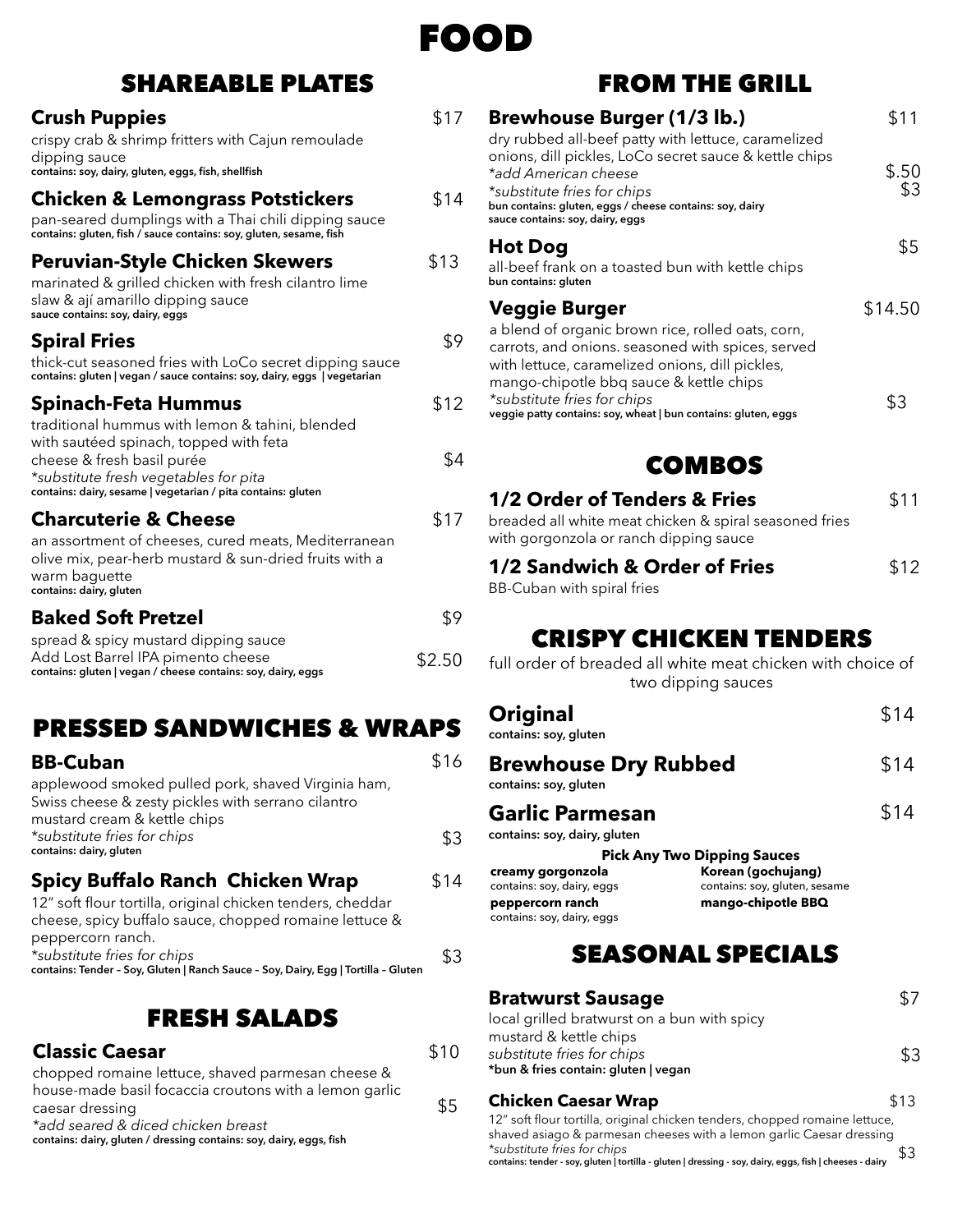# FOOD

## SHAREABLE PLATES

### Crush Puppies — $17

crispy crab & shrimp fritters with Cajun remoulade dipping sauce

**contains: soy, dairy, gluten, eggs, fish, shellfish**

### Chicken & Lemongrass Potstickers — $14

pan-seared dumplings with a Thai chili dipping sauce

**contains: gluten, fish / sauce contains: soy, gluten, sesame, fish**

### Peruvian-Style Chicken Skewers — $13

marinated & grilled chicken with fresh cilantro lime slaw & ají amarillo dipping sauce

**sauce contains: soy, dairy, eggs**

### Spiral Fries — $9

thick-cut seasoned fries with LoCo secret dipping sauce

**contains: gluten | vegan / sauce contains: soy, dairy, eggs | vegetarian**

### Spinach-Feta Hummus — $12

traditional hummus with lemon & tahini, blended with sautéed spinach, topped with feta cheese & fresh basil purée

*\*substitute fresh vegetables for pita* — $4

**contains: dairy, sesame | vegetarian / pita contains: gluten**

### Charcuterie & Cheese — $17

an assortment of cheeses, cured meats, Mediterranean olive mix, pear-herb mustard & sun-dried fruits with a warm baguette

**contains: dairy, gluten**

### Baked Soft Pretzel — $9

spread & spicy mustard dipping sauce

Add Lost Barrel IPA pimento cheese — $2.50

**contains: gluten | vegan / cheese contains: soy, dairy, eggs**

## PRESSED SANDWICHES & WRAPS

### BB-Cuban — $16

applewood smoked pulled pork, shaved Virginia ham, Swiss cheese & zesty pickles with serrano cilantro mustard cream & kettle chips

*\*substitute fries for chips* — $3

**contains: dairy, gluten**

### Spicy Buffalo Ranch Chicken Wrap — $14

12" soft flour tortilla, original chicken tenders, cheddar cheese, spicy buffalo sauce, chopped romaine lettuce & peppercorn ranch.

*\*substitute fries for chips* — $3

**contains: Tender – Soy, Gluten | Ranch Sauce – Soy, Dairy, Egg | Tortilla – Gluten**

## FRESH SALADS

### Classic Caesar — $10

chopped romaine lettuce, shaved parmesan cheese & house-made basil focaccia croutons with a lemon garlic caesar dressing

*\*add seared & diced chicken breast* — $5

**contains: dairy, gluten / dressing contains: soy, dairy, eggs, fish**

## FROM THE GRILL

### Brewhouse Burger (1/3 lb.) — $11

dry rubbed all-beef patty with lettuce, caramelized onions, dill pickles, LoCo secret sauce & kettle chips

*\*add American cheese* — $.50

*\*substitute fries for chips* — $3

**bun contains: gluten, eggs / cheese contains: soy, dairy**
**sauce contains: soy, dairy, eggs**

### Hot Dog — $5

all-beef frank on a toasted bun with kettle chips

**bun contains: gluten**

### Veggie Burger — $14.50

a blend of organic brown rice, rolled oats, corn, carrots, and onions. seasoned with spices, served with lettuce, caramelized onions, dill pickles, mango-chipotle bbq sauce & kettle chips

*\*substitute fries for chips* — $3

**veggie patty contains: soy, wheat | bun contains: gluten, eggs**

## COMBOS

### 1/2 Order of Tenders & Fries — $11

breaded all white meat chicken & spiral seasoned fries with gorgonzola or ranch dipping sauce

### 1/2 Sandwich & Order of Fries — $12

BB-Cuban with spiral fries

## CRISPY CHICKEN TENDERS

full order of breaded all white meat chicken with choice of two dipping sauces

### Original — $14

**contains: soy, gluten**

### Brewhouse Dry Rubbed — $14

**contains: soy, gluten**

### Garlic Parmesan — $14

**contains: soy, dairy, gluten**

**Pick Any Two Dipping Sauces**

- **creamy gorgonzola** — contains: soy, dairy, eggs
- **Korean (gochujang)** — contains: soy, gluten, sesame
- **peppercorn ranch** — contains: soy, dairy, eggs
- **mango-chipotle BBQ**

## SEASONAL SPECIALS

### Bratwurst Sausage — $7

local grilled bratwurst on a bun with spicy mustard & kettle chips

*substitute fries for chips* — $3

**\*bun & fries contain: gluten | vegan**

### Chicken Caesar Wrap — $13

12" soft flour tortilla, original chicken tenders, chopped romaine lettuce, shaved asiago & parmesan cheeses with a lemon garlic Caesar dressing

*\*substitute fries for chips* — $3

**contains: tender - soy, gluten | tortilla - gluten | dressing - soy, dairy, eggs, fish | cheeses - dairy**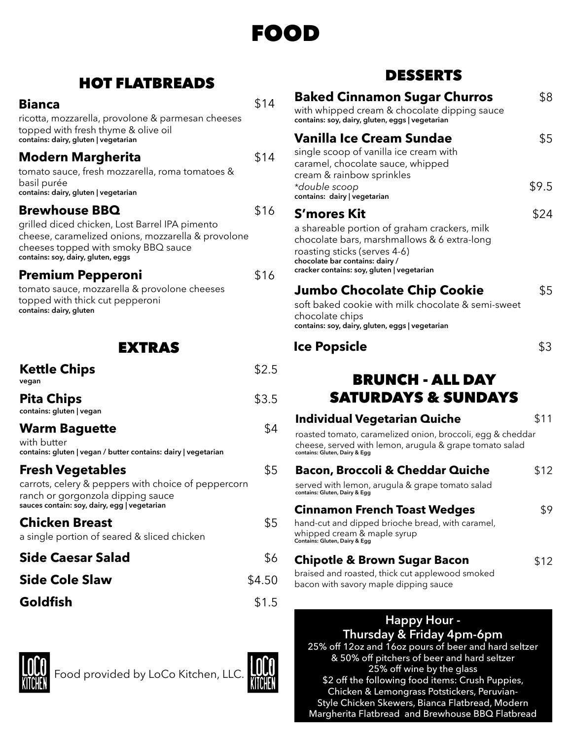# FOOD

## HOT FLATBREADS

**Bianca** $14
ricotta, mozzarella, provolone & parmesan cheeses topped with fresh thyme & olive oil
**contains: dairy, gluten | vegetarian**

**Modern Margherita** $14
tomato sauce, fresh mozzarella, roma tomatoes & basil purée
**contains: dairy, gluten | vegetarian**

**Brewhouse BBQ** $16
grilled diced chicken, Lost Barrel IPA pimento cheese, caramelized onions, mozzarella & provolone cheeses topped with smoky BBQ sauce
**contains: soy, dairy, gluten, eggs**

**Premium Pepperoni** $16
tomato sauce, mozzarella & provolone cheeses topped with thick cut pepperoni
**contains: dairy, gluten**

## EXTRAS

**Kettle Chips** $2.5
**vegan**

**Pita Chips** $3.5
**contains: gluten | vegan**

**Warm Baguette** $4
with butter
**contains: gluten | vegan / butter contains: dairy | vegetarian**

**Fresh Vegetables** $5
carrots, celery & peppers with choice of peppercorn ranch or gorgonzola dipping sauce
**sauces contain: soy, dairy, egg | vegetarian**

**Chicken Breast** $5
a single portion of seared & sliced chicken

**Side Caesar Salad** $6

**Side Cole Slaw** $4.50

**Goldfish** $1.5

Food provided by LoCo Kitchen, LLC.

## DESSERTS

**Baked Cinnamon Sugar Churros** $8
with whipped cream & chocolate dipping sauce
**contains: soy, dairy, gluten, eggs | vegetarian**

**Vanilla Ice Cream Sundae** $5
single scoop of vanilla ice cream with caramel, chocolate sauce, whipped cream & rainbow sprinkles
*\*double scoop* $9.5
**contains: dairy | vegetarian**

**S'mores Kit** $24
a shareable portion of graham crackers, milk chocolate bars, marshmallows & 6 extra-long roasting sticks (serves 4-6)
**chocolate bar contains: dairy /**
**cracker contains: soy, gluten | vegetarian**

**Jumbo Chocolate Chip Cookie** $5
soft baked cookie with milk chocolate & semi-sweet chocolate chips
**contains: soy, dairy, gluten, eggs | vegetarian**

**Ice Popsicle** $3

## BRUNCH - ALL DAY SATURDAYS & SUNDAYS

**Individual Vegetarian Quiche** $11
roasted tomato, caramelized onion, broccoli, egg & cheddar cheese, served with lemon, arugula & grape tomato salad
**contains: Gluten, Dairy & Egg**

**Bacon, Broccoli & Cheddar Quiche** $12
served with lemon, arugula & grape tomato salad
**contains: Gluten, Dairy & Egg**

**Cinnamon French Toast Wedges** $9
hand-cut and dipped brioche bread, with caramel, whipped cream & maple syrup
**Contains: Gluten, Dairy & Egg**

**Chipotle & Brown Sugar Bacon** $12
braised and roasted, thick cut applewood smoked bacon with savory maple dipping sauce

**Happy Hour - Thursday & Friday 4pm-6pm**
25% off 12oz and 16oz pours of beer and hard seltzer & 50% off pitchers of beer and hard seltzer
25% off wine by the glass
$2 off the following food items: Crush Puppies, Chicken & Lemongrass Potstickers, Peruvian-Style Chicken Skewers, Bianca Flatbread, Modern Margherita Flatbread and Brewhouse BBQ Flatbread